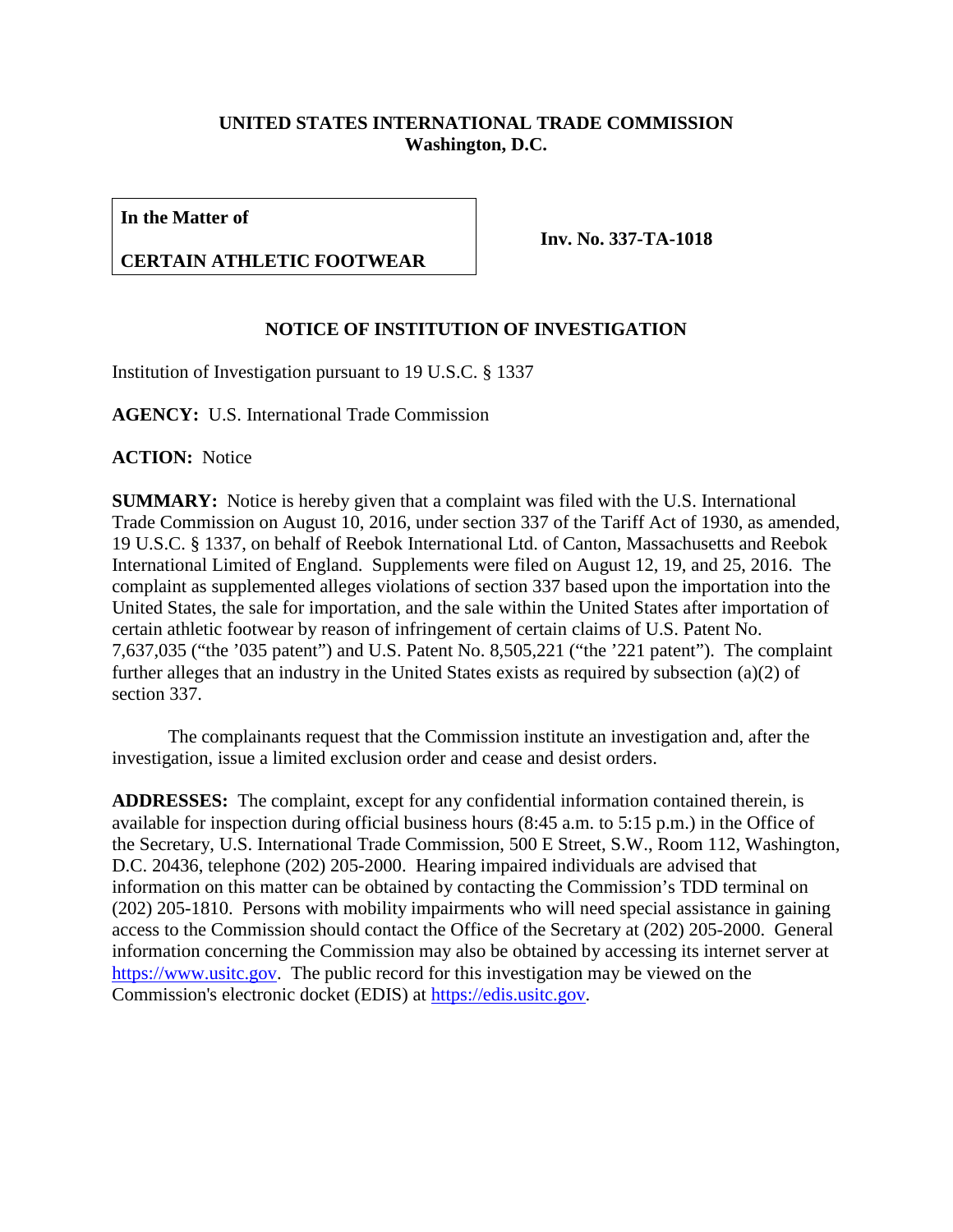**UNITED STATES INTERNATIONAL TRADE COMMISSION**
**Washington, D.C.**

| **In the Matter of** <br><br> **CERTAIN ATHLETIC FOOTWEAR** | **Inv. No. 337-TA-1018** |
|---|---|

## NOTICE OF INSTITUTION OF INVESTIGATION

Institution of Investigation pursuant to 19 U.S.C. § 1337

**AGENCY:** U.S. International Trade Commission

**ACTION:** Notice

**SUMMARY:** Notice is hereby given that a complaint was filed with the U.S. International Trade Commission on August 10, 2016, under section 337 of the Tariff Act of 1930, as amended, 19 U.S.C. § 1337, on behalf of Reebok International Ltd. of Canton, Massachusetts and Reebok International Limited of England. Supplements were filed on August 12, 19, and 25, 2016. The complaint as supplemented alleges violations of section 337 based upon the importation into the United States, the sale for importation, and the sale within the United States after importation of certain athletic footwear by reason of infringement of certain claims of U.S. Patent No. 7,637,035 ("the '035 patent") and U.S. Patent No. 8,505,221 ("the '221 patent"). The complaint further alleges that an industry in the United States exists as required by subsection (a)(2) of section 337.

The complainants request that the Commission institute an investigation and, after the investigation, issue a limited exclusion order and cease and desist orders.

**ADDRESSES:** The complaint, except for any confidential information contained therein, is available for inspection during official business hours (8:45 a.m. to 5:15 p.m.) in the Office of the Secretary, U.S. International Trade Commission, 500 E Street, S.W., Room 112, Washington, D.C. 20436, telephone (202) 205-2000. Hearing impaired individuals are advised that information on this matter can be obtained by contacting the Commission's TDD terminal on (202) 205-1810. Persons with mobility impairments who will need special assistance in gaining access to the Commission should contact the Office of the Secretary at (202) 205-2000. General information concerning the Commission may also be obtained by accessing its internet server at https://www.usitc.gov. The public record for this investigation may be viewed on the Commission's electronic docket (EDIS) at https://edis.usitc.gov.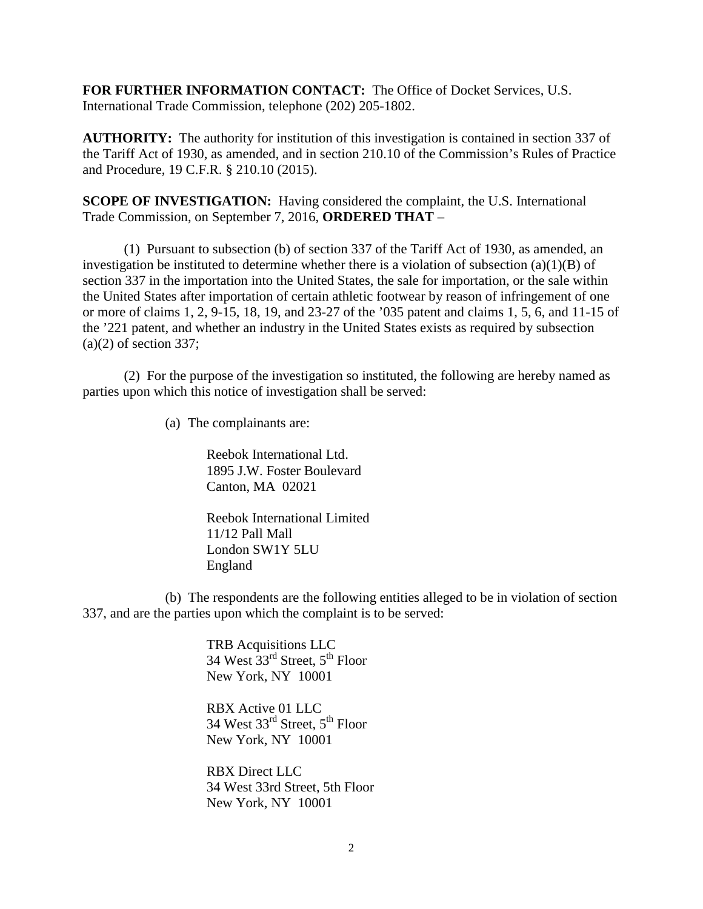**FOR FURTHER INFORMATION CONTACT:** The Office of Docket Services, U.S. International Trade Commission, telephone (202) 205-1802.

**AUTHORITY:** The authority for institution of this investigation is contained in section 337 of the Tariff Act of 1930, as amended, and in section 210.10 of the Commission's Rules of Practice and Procedure, 19 C.F.R. § 210.10 (2015).

**SCOPE OF INVESTIGATION:** Having considered the complaint, the U.S. International Trade Commission, on September 7, 2016, **ORDERED THAT** –

(1) Pursuant to subsection (b) of section 337 of the Tariff Act of 1930, as amended, an investigation be instituted to determine whether there is a violation of subsection (a)(1)(B) of section 337 in the importation into the United States, the sale for importation, or the sale within the United States after importation of certain athletic footwear by reason of infringement of one or more of claims 1, 2, 9-15, 18, 19, and 23-27 of the '035 patent and claims 1, 5, 6, and 11-15 of the '221 patent, and whether an industry in the United States exists as required by subsection (a)(2) of section 337;

(2) For the purpose of the investigation so instituted, the following are hereby named as parties upon which this notice of investigation shall be served:

(a) The complainants are:

Reebok International Ltd.
1895 J.W. Foster Boulevard
Canton, MA 02021

Reebok International Limited
11/12 Pall Mall
London SW1Y 5LU
England

(b) The respondents are the following entities alleged to be in violation of section 337, and are the parties upon which the complaint is to be served:

TRB Acquisitions LLC
34 West 33rd Street, 5th Floor
New York, NY 10001

RBX Active 01 LLC
34 West 33rd Street, 5th Floor
New York, NY 10001

RBX Direct LLC
34 West 33rd Street, 5th Floor
New York, NY 10001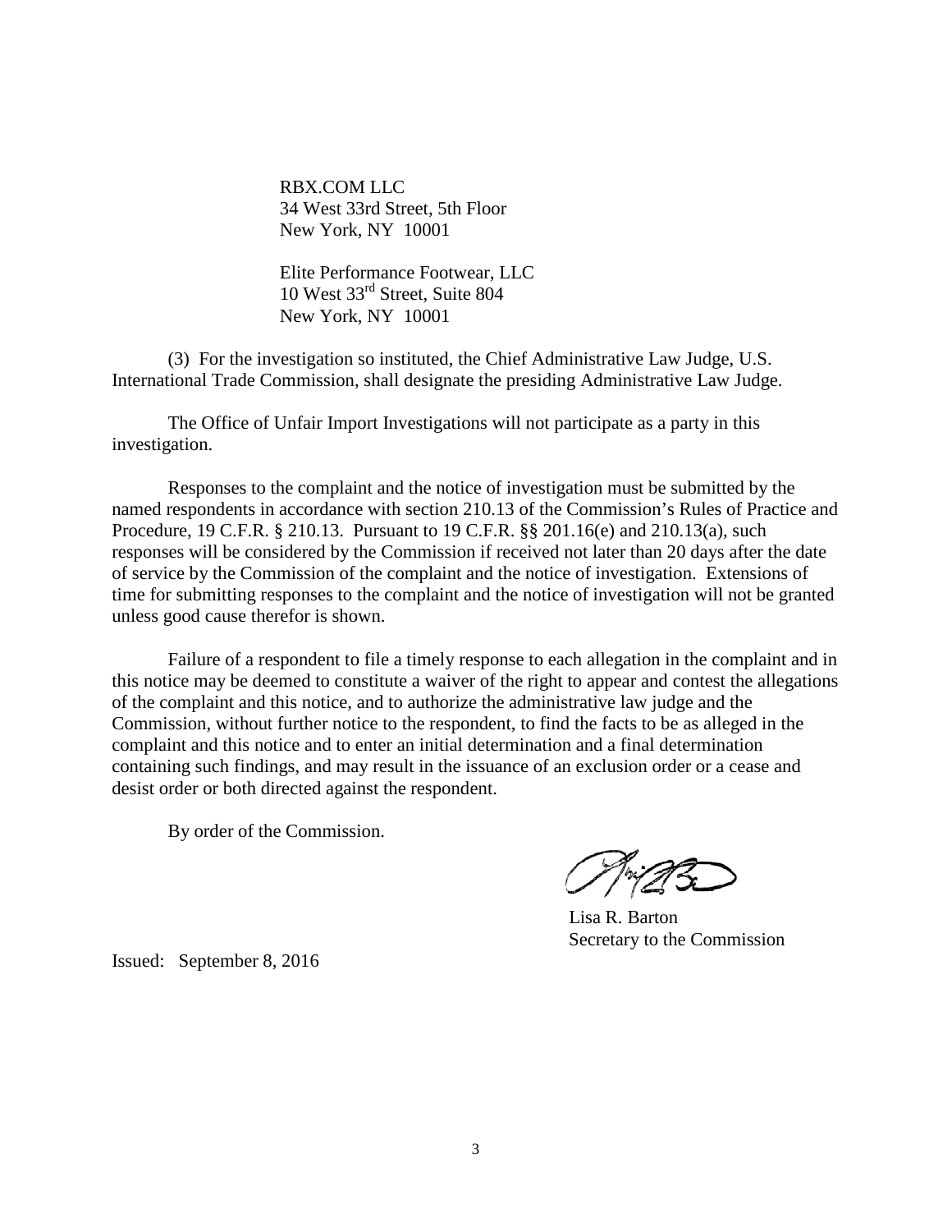RBX.COM LLC
34 West 33rd Street, 5th Floor
New York, NY 10001

Elite Performance Footwear, LLC
10 West 33rd Street, Suite 804
New York, NY 10001

(3) For the investigation so instituted, the Chief Administrative Law Judge, U.S. International Trade Commission, shall designate the presiding Administrative Law Judge.

The Office of Unfair Import Investigations will not participate as a party in this investigation.

Responses to the complaint and the notice of investigation must be submitted by the named respondents in accordance with section 210.13 of the Commission's Rules of Practice and Procedure, 19 C.F.R. § 210.13. Pursuant to 19 C.F.R. §§ 201.16(e) and 210.13(a), such responses will be considered by the Commission if received not later than 20 days after the date of service by the Commission of the complaint and the notice of investigation. Extensions of time for submitting responses to the complaint and the notice of investigation will not be granted unless good cause therefor is shown.

Failure of a respondent to file a timely response to each allegation in the complaint and in this notice may be deemed to constitute a waiver of the right to appear and contest the allegations of the complaint and this notice, and to authorize the administrative law judge and the Commission, without further notice to the respondent, to find the facts to be as alleged in the complaint and this notice and to enter an initial determination and a final determination containing such findings, and may result in the issuance of an exclusion order or a cease and desist order or both directed against the respondent.

By order of the Commission.

Lisa R. Barton
Secretary to the Commission

Issued: September 8, 2016